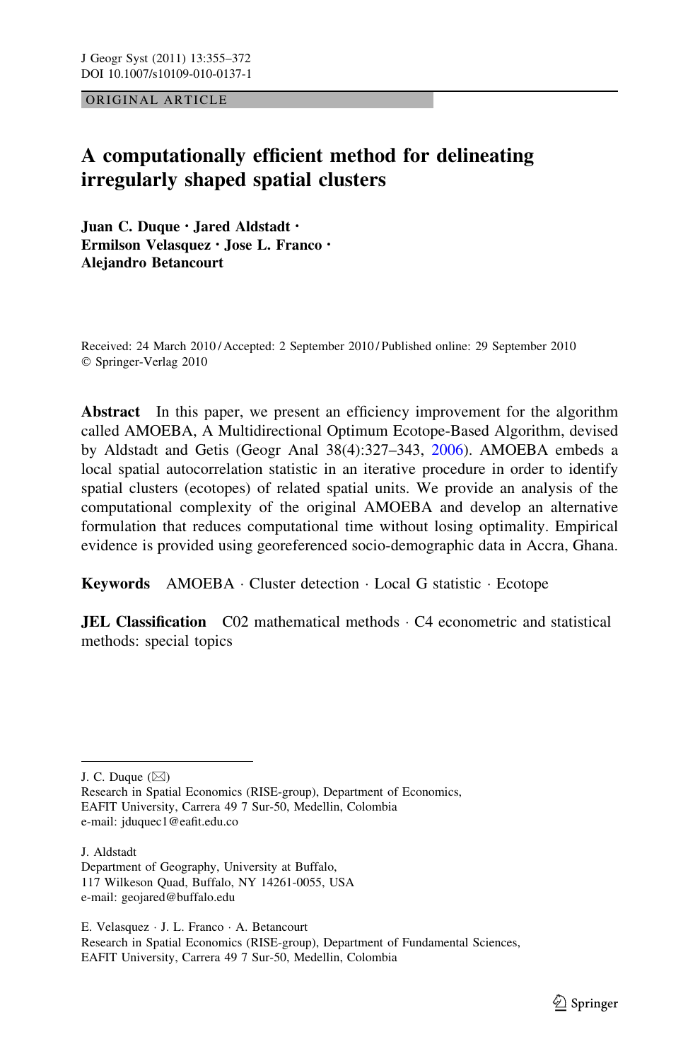ORIGINAL ARTICLE

# A computationally efficient method for delineating irregularly shaped spatial clusters

**Juan C. Duque · Jared Aldstadt · Ermilson Velasquez · Jose L. Franco · Alejandro Betancourt**

Received: 24 March 2010 / Accepted: 2 September 2010 / Published online: 29 September 2010
© Springer-Verlag 2010

**Abstract** In this paper, we present an efficiency improvement for the algorithm called AMOEBA, A Multidirectional Optimum Ecotope-Based Algorithm, devised by Aldstadt and Getis (Geogr Anal 38(4):327–343, 2006). AMOEBA embeds a local spatial autocorrelation statistic in an iterative procedure in order to identify spatial clusters (ecotopes) of related spatial units. We provide an analysis of the computational complexity of the original AMOEBA and develop an alternative formulation that reduces computational time without losing optimality. Empirical evidence is provided using georeferenced socio-demographic data in Accra, Ghana.

**Keywords** AMOEBA · Cluster detection · Local G statistic · Ecotope

**JEL Classification** C02 mathematical methods · C4 econometric and statistical methods: special topics

---

J. C. Duque (✉)
Research in Spatial Economics (RISE-group), Department of Economics,
EAFIT University, Carrera 49 7 Sur-50, Medellin, Colombia
e-mail: jduquec1@eafit.edu.co

J. Aldstadt
Department of Geography, University at Buffalo,
117 Wilkeson Quad, Buffalo, NY 14261-0055, USA
e-mail: geojared@buffalo.edu

E. Velasquez · J. L. Franco · A. Betancourt
Research in Spatial Economics (RISE-group), Department of Fundamental Sciences,
EAFIT University, Carrera 49 7 Sur-50, Medellin, Colombia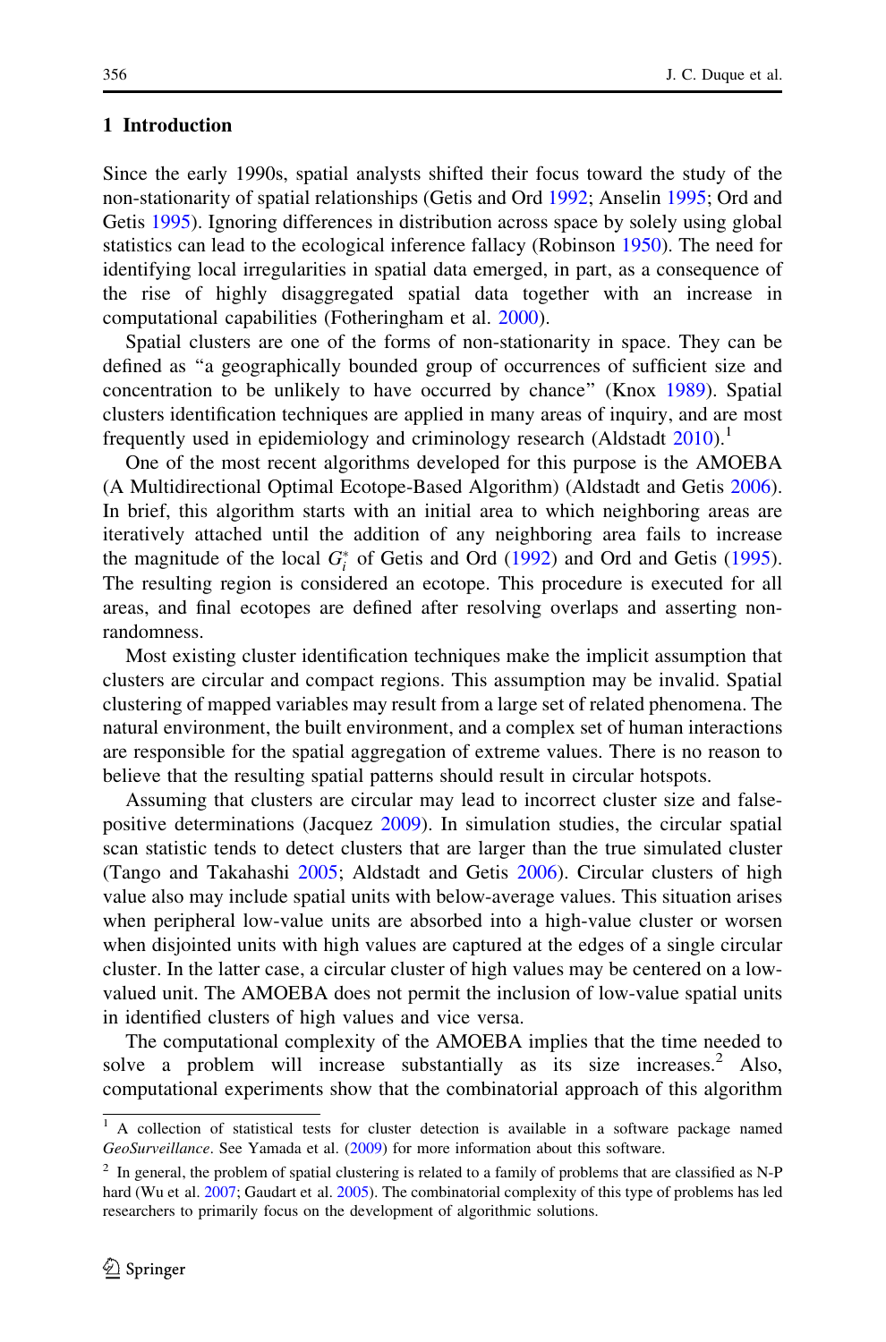## 1 Introduction

Since the early 1990s, spatial analysts shifted their focus toward the study of the non-stationarity of spatial relationships (Getis and Ord 1992; Anselin 1995; Ord and Getis 1995). Ignoring differences in distribution across space by solely using global statistics can lead to the ecological inference fallacy (Robinson 1950). The need for identifying local irregularities in spatial data emerged, in part, as a consequence of the rise of highly disaggregated spatial data together with an increase in computational capabilities (Fotheringham et al. 2000).

Spatial clusters are one of the forms of non-stationarity in space. They can be defined as "a geographically bounded group of occurrences of sufficient size and concentration to be unlikely to have occurred by chance" (Knox 1989). Spatial clusters identification techniques are applied in many areas of inquiry, and are most frequently used in epidemiology and criminology research (Aldstadt 2010).[1]

One of the most recent algorithms developed for this purpose is the AMOEBA (A Multidirectional Optimal Ecotope-Based Algorithm) (Aldstadt and Getis 2006). In brief, this algorithm starts with an initial area to which neighboring areas are iteratively attached until the addition of any neighboring area fails to increase the magnitude of the local $G_i^*$ of Getis and Ord (1992) and Ord and Getis (1995). The resulting region is considered an ecotope. This procedure is executed for all areas, and final ecotopes are defined after resolving overlaps and asserting non-randomness.

Most existing cluster identification techniques make the implicit assumption that clusters are circular and compact regions. This assumption may be invalid. Spatial clustering of mapped variables may result from a large set of related phenomena. The natural environment, the built environment, and a complex set of human interactions are responsible for the spatial aggregation of extreme values. There is no reason to believe that the resulting spatial patterns should result in circular hotspots.

Assuming that clusters are circular may lead to incorrect cluster size and false-positive determinations (Jacquez 2009). In simulation studies, the circular spatial scan statistic tends to detect clusters that are larger than the true simulated cluster (Tango and Takahashi 2005; Aldstadt and Getis 2006). Circular clusters of high value also may include spatial units with below-average values. This situation arises when peripheral low-value units are absorbed into a high-value cluster or worsen when disjointed units with high values are captured at the edges of a single circular cluster. In the latter case, a circular cluster of high values may be centered on a low-valued unit. The AMOEBA does not permit the inclusion of low-value spatial units in identified clusters of high values and vice versa.

The computational complexity of the AMOEBA implies that the time needed to solve a problem will increase substantially as its size increases.[2] Also, computational experiments show that the combinatorial approach of this algorithm

---

[1] A collection of statistical tests for cluster detection is available in a software package named *GeoSurveillance*. See Yamada et al. (2009) for more information about this software.

[2] In general, the problem of spatial clustering is related to a family of problems that are classified as N-P hard (Wu et al. 2007; Gaudart et al. 2005). The combinatorial complexity of this type of problems has led researchers to primarily focus on the development of algorithmic solutions.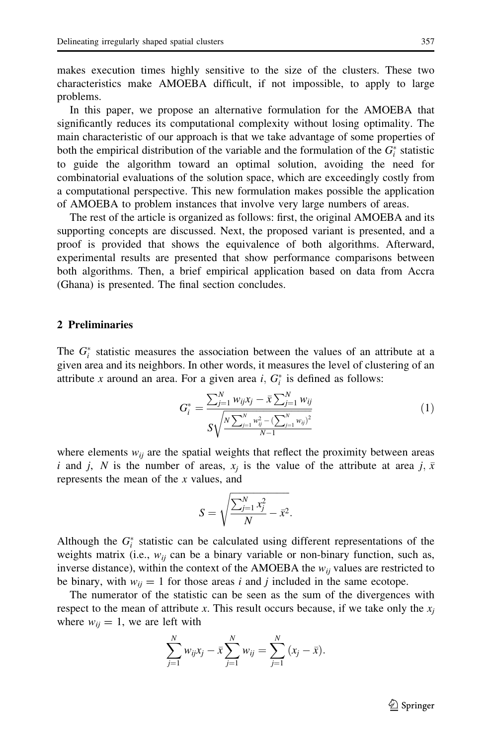makes execution times highly sensitive to the size of the clusters. These two characteristics make AMOEBA difficult, if not impossible, to apply to large problems.

In this paper, we propose an alternative formulation for the AMOEBA that significantly reduces its computational complexity without losing optimality. The main characteristic of our approach is that we take advantage of some properties of both the empirical distribution of the variable and the formulation of the $G_i^*$ statistic to guide the algorithm toward an optimal solution, avoiding the need for combinatorial evaluations of the solution space, which are exceedingly costly from a computational perspective. This new formulation makes possible the application of AMOEBA to problem instances that involve very large numbers of areas.

The rest of the article is organized as follows: first, the original AMOEBA and its supporting concepts are discussed. Next, the proposed variant is presented, and a proof is provided that shows the equivalence of both algorithms. Afterward, experimental results are presented that show performance comparisons between both algorithms. Then, a brief empirical application based on data from Accra (Ghana) is presented. The final section concludes.

## 2 Preliminaries

The $G_i^*$ statistic measures the association between the values of an attribute at a given area and its neighbors. In other words, it measures the level of clustering of an attribute $x$ around an area. For a given area $i$, $G_i^*$ is defined as follows:

$$G_i^* = \frac{\sum_{j=1}^{N} w_{ij}x_j - \bar{x}\sum_{j=1}^{N} w_{ij}}{S\sqrt{\frac{N\sum_{j=1}^{N} w_{ij}^2 - \left(\sum_{j=1}^{N} w_{ij}\right)^2}{N-1}}} \tag{1}$$

where elements $w_{ij}$ are the spatial weights that reflect the proximity between areas $i$ and $j$, $N$ is the number of areas, $x_j$ is the value of the attribute at area $j$, $\bar{x}$ represents the mean of the $x$ values, and

$$S = \sqrt{\frac{\sum_{j=1}^{N} x_j^2}{N} - \bar{x}^2}.$$

Although the $G_i^*$ statistic can be calculated using different representations of the weights matrix (i.e., $w_{ij}$ can be a binary variable or non-binary function, such as, inverse distance), within the context of the AMOEBA the $w_{ij}$ values are restricted to be binary, with $w_{ij} = 1$ for those areas $i$ and $j$ included in the same ecotope.

The numerator of the statistic can be seen as the sum of the divergences with respect to the mean of attribute $x$. This result occurs because, if we take only the $x_j$ where $w_{ij} = 1$, we are left with

$$\sum_{j=1}^{N} w_{ij}x_j - \bar{x}\sum_{j=1}^{N} w_{ij} = \sum_{j=1}^{N} \left(x_j - \bar{x}\right).$$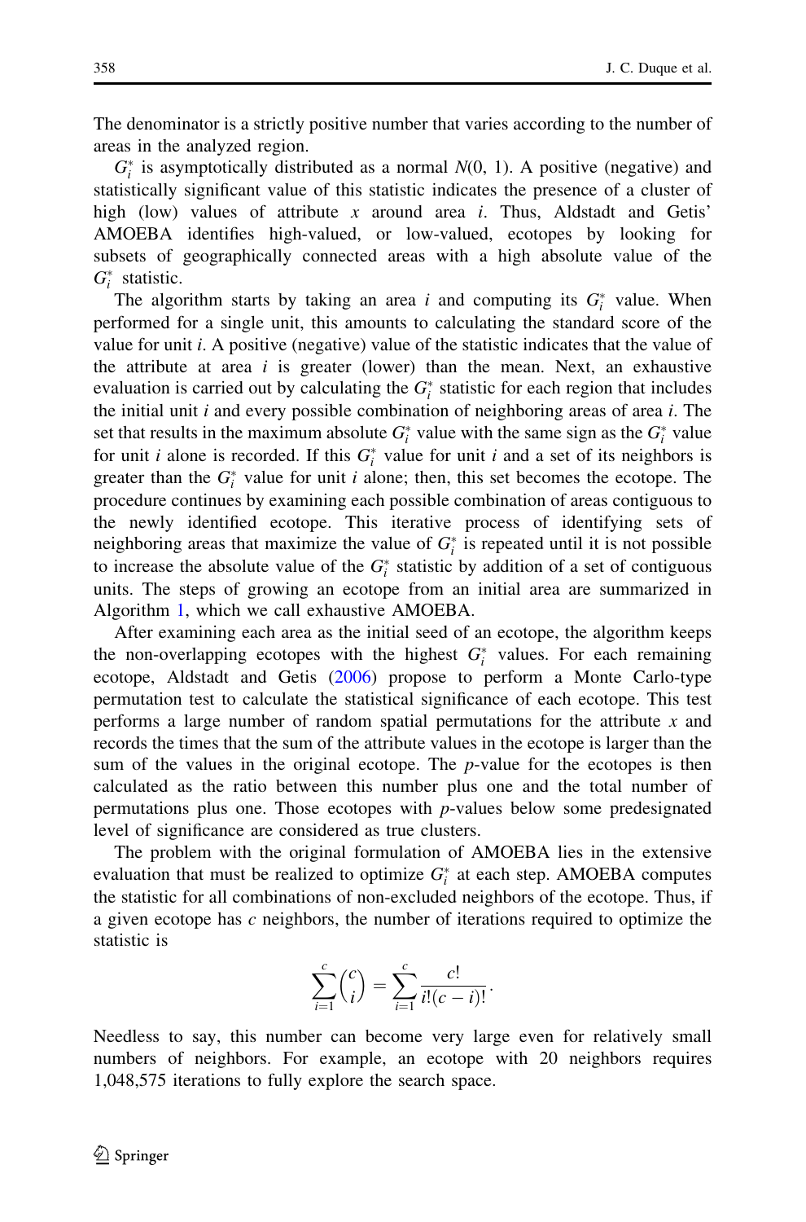The denominator is a strictly positive number that varies according to the number of areas in the analyzed region.

$G_i^*$ is asymptotically distributed as a normal $N(0, 1)$. A positive (negative) and statistically significant value of this statistic indicates the presence of a cluster of high (low) values of attribute $x$ around area $i$. Thus, Aldstadt and Getis' AMOEBA identifies high-valued, or low-valued, ecotopes by looking for subsets of geographically connected areas with a high absolute value of the $G_i^*$ statistic.

The algorithm starts by taking an area $i$ and computing its $G_i^*$ value. When performed for a single unit, this amounts to calculating the standard score of the value for unit $i$. A positive (negative) value of the statistic indicates that the value of the attribute at area $i$ is greater (lower) than the mean. Next, an exhaustive evaluation is carried out by calculating the $G_i^*$ statistic for each region that includes the initial unit $i$ and every possible combination of neighboring areas of area $i$. The set that results in the maximum absolute $G_i^*$ value with the same sign as the $G_i^*$ value for unit $i$ alone is recorded. If this $G_i^*$ value for unit $i$ and a set of its neighbors is greater than the $G_i^*$ value for unit $i$ alone; then, this set becomes the ecotope. The procedure continues by examining each possible combination of areas contiguous to the newly identified ecotope. This iterative process of identifying sets of neighboring areas that maximize the value of $G_i^*$ is repeated until it is not possible to increase the absolute value of the $G_i^*$ statistic by addition of a set of contiguous units. The steps of growing an ecotope from an initial area are summarized in Algorithm 1, which we call exhaustive AMOEBA.

After examining each area as the initial seed of an ecotope, the algorithm keeps the non-overlapping ecotopes with the highest $G_i^*$ values. For each remaining ecotope, Aldstadt and Getis (2006) propose to perform a Monte Carlo-type permutation test to calculate the statistical significance of each ecotope. This test performs a large number of random spatial permutations for the attribute $x$ and records the times that the sum of the attribute values in the ecotope is larger than the sum of the values in the original ecotope. The $p$-value for the ecotopes is then calculated as the ratio between this number plus one and the total number of permutations plus one. Those ecotopes with $p$-values below some predesignated level of significance are considered as true clusters.

The problem with the original formulation of AMOEBA lies in the extensive evaluation that must be realized to optimize $G_i^*$ at each step. AMOEBA computes the statistic for all combinations of non-excluded neighbors of the ecotope. Thus, if a given ecotope has $c$ neighbors, the number of iterations required to optimize the statistic is

$$\sum_{i=1}^{c} \binom{c}{i} = \sum_{i=1}^{c} \frac{c!}{i!(c-i)!}.$$

Needless to say, this number can become very large even for relatively small numbers of neighbors. For example, an ecotope with 20 neighbors requires 1,048,575 iterations to fully explore the search space.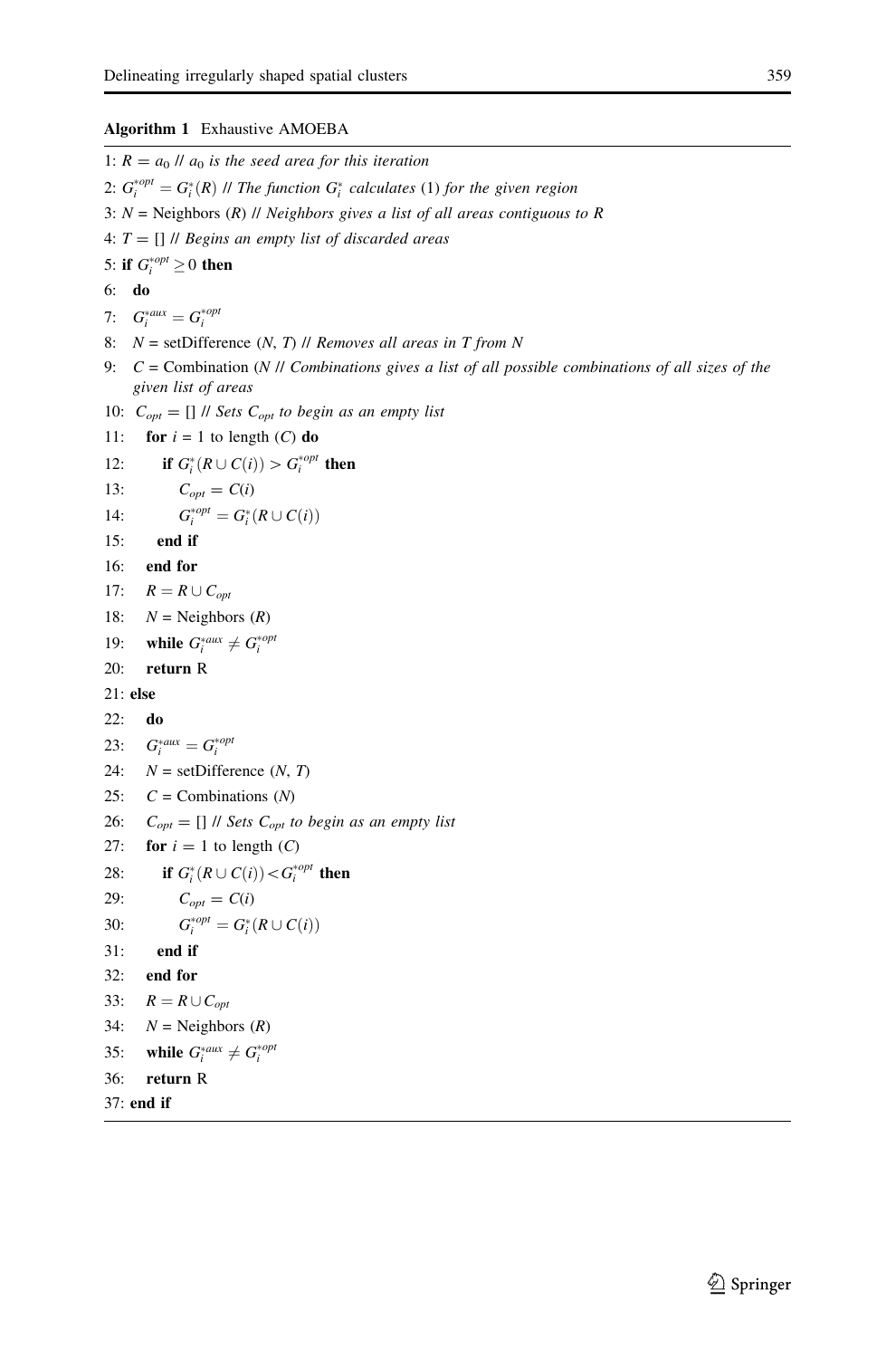**Algorithm 1** Exhaustive AMOEBA

1: $R = a_0$ // *$a_0$ is the seed area for this iteration*

2: $G_i^{*opt} = G_i^*(R)$ // *The function $G_i^*$ calculates (1) for the given region*

3: $N$ = Neighbors ($R$) // *Neighbors gives a list of all areas contiguous to R*

4: $T = []$ // *Begins an empty list of discarded areas*

5: **if** $G_i^{*opt} \geq 0$ **then**

6: **do**

7: $G_i^{*aux} = G_i^{*opt}$

8: $N$ = setDifference ($N$, $T$) // *Removes all areas in T from N*

9: $C$ = Combination ($N$ // *Combinations gives a list of all possible combinations of all sizes of the given list of areas*

10: $C_{opt} = []$ // *Sets $C_{opt}$ to begin as an empty list*

11: **for** $i = 1$ to length ($C$) **do**

12: **if** $G_i^*(R \cup C(i)) > G_i^{*opt}$ **then**

13: $C_{opt} = C(i)$

14: $G_i^{*opt} = G_i^*(R \cup C(i))$

15: **end if**

16: **end for**

17: $R = R \cup C_{opt}$

18: $N$ = Neighbors ($R$)

19: **while** $G_i^{*aux} \neq G_i^{*opt}$

20: **return** R

21: **else**

22: **do**

23: $G_i^{*aux} = G_i^{*opt}$

24: $N$ = setDifference ($N$, $T$)

25: $C$ = Combinations ($N$)

26: $C_{opt} = []$ // *Sets $C_{opt}$ to begin as an empty list*

27: **for** $i = 1$ to length ($C$)

28: **if** $G_i^*(R \cup C(i)) < G_i^{*opt}$ **then**

29: $C_{opt} = C(i)$

30: $G_i^{*opt} = G_i^*(R \cup C(i))$

31: **end if**

32: **end for**

33: $R = R \cup C_{opt}$

34: $N$ = Neighbors ($R$)

35: **while** $G_i^{*aux} \neq G_i^{*opt}$

36: **return** R

37: **end if**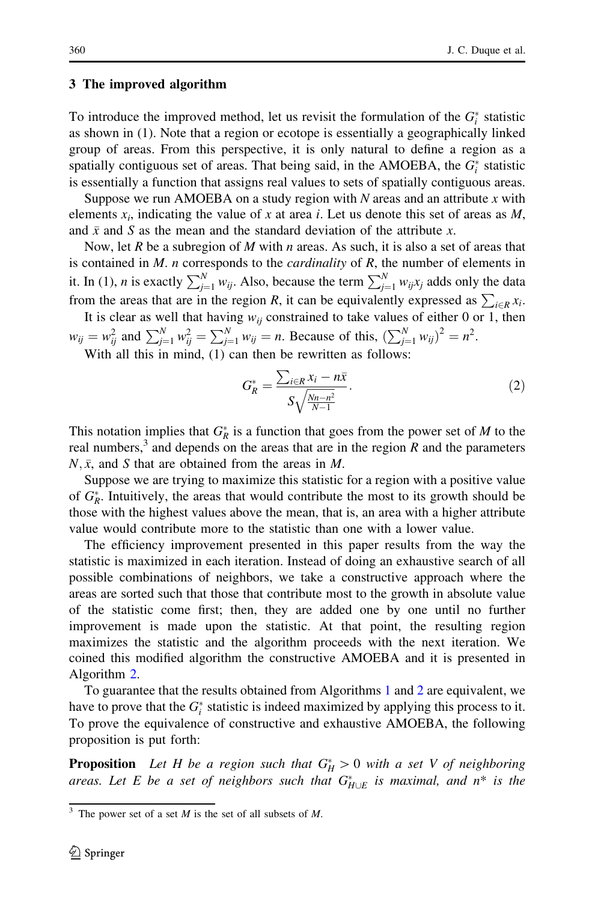## 3 The improved algorithm

To introduce the improved method, let us revisit the formulation of the $G_i^*$ statistic as shown in (1). Note that a region or ecotope is essentially a geographically linked group of areas. From this perspective, it is only natural to define a region as a spatially contiguous set of areas. That being said, in the AMOEBA, the $G_i^*$ statistic is essentially a function that assigns real values to sets of spatially contiguous areas.

Suppose we run AMOEBA on a study region with $N$ areas and an attribute $x$ with elements $x_i$, indicating the value of $x$ at area $i$. Let us denote this set of areas as $M$, and $\bar{x}$ and $S$ as the mean and the standard deviation of the attribute $x$.

Now, let $R$ be a subregion of $M$ with $n$ areas. As such, it is also a set of areas that is contained in $M$. $n$ corresponds to the *cardinality* of $R$, the number of elements in it. In (1), $n$ is exactly $\sum_{j=1}^{N} w_{ij}$. Also, because the term $\sum_{j=1}^{N} w_{ij}x_j$ adds only the data from the areas that are in the region $R$, it can be equivalently expressed as $\sum_{i \in R} x_i$.

It is clear as well that having $w_{ij}$ constrained to take values of either 0 or 1, then $w_{ij} = w_{ij}^2$ and $\sum_{j=1}^{N} w_{ij}^2 = \sum_{j=1}^{N} w_{ij} = n$. Because of this, $(\sum_{j=1}^{N} w_{ij})^2 = n^2$.

With all this in mind, (1) can then be rewritten as follows:

$$G_R^* = \frac{\sum_{i \in R} x_i - n\bar{x}}{S\sqrt{\frac{Nn-n^2}{N-1}}}. \tag{2}$$

This notation implies that $G_R^*$ is a function that goes from the power set of $M$ to the real numbers,[3] and depends on the areas that are in the region $R$ and the parameters $N, \bar{x}$, and $S$ that are obtained from the areas in $M$.

Suppose we are trying to maximize this statistic for a region with a positive value of $G_R^*$. Intuitively, the areas that would contribute the most to its growth should be those with the highest values above the mean, that is, an area with a higher attribute value would contribute more to the statistic than one with a lower value.

The efficiency improvement presented in this paper results from the way the statistic is maximized in each iteration. Instead of doing an exhaustive search of all possible combinations of neighbors, we take a constructive approach where the areas are sorted such that those that contribute most to the growth in absolute value of the statistic come first; then, they are added one by one until no further improvement is made upon the statistic. At that point, the resulting region maximizes the statistic and the algorithm proceeds with the next iteration. We coined this modified algorithm the constructive AMOEBA and it is presented in Algorithm 2.

To guarantee that the results obtained from Algorithms 1 and 2 are equivalent, we have to prove that the $G_i^*$ statistic is indeed maximized by applying this process to it. To prove the equivalence of constructive and exhaustive AMOEBA, the following proposition is put forth:

**Proposition** *Let $H$ be a region such that $G_H^* > 0$ with a set $V$ of neighboring areas. Let $E$ be a set of neighbors such that $G_{H \cup E}^*$ is maximal, and $n*$ is the*

[3] The power set of a set $M$ is the set of all subsets of $M$.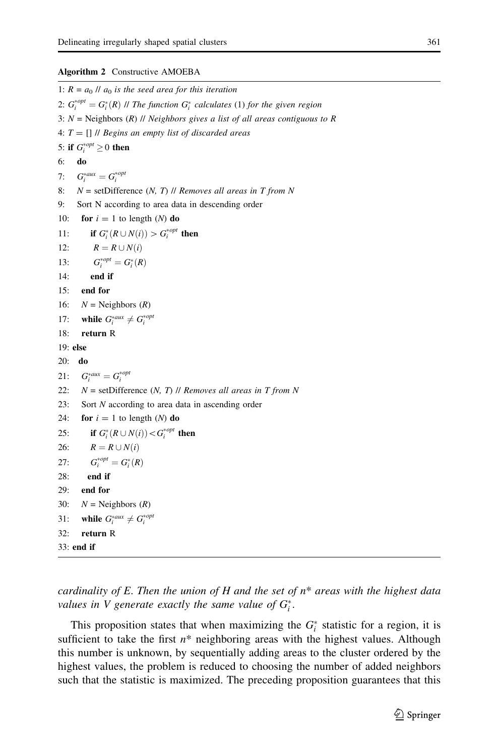**Algorithm 2** Constructive AMOEBA

```
1: R = a_0 // a_0 is the seed area for this iteration
2: G_i^{*opt} = G_i^*(R) // The function G_i^* calculates (1) for the given region
3: N = Neighbors (R) // Neighbors gives a list of all areas contiguous to R
4: T = [] // Begins an empty list of discarded areas
5: if G_i^{*opt} ≥ 0 then
6:   do
7:     G_i^{*aux} = G_i^{*opt}
8:     N = setDifference (N, T) // Removes all areas in T from N
9:     Sort N according to area data in descending order
10:    for i = 1 to length (N) do
11:      if G_i^*(R ∪ N(i)) > G_i^{*opt} then
12:        R = R ∪ N(i)
13:        G_i^{*opt} = G_i^*(R)
14:      end if
15:    end for
16:    N = Neighbors (R)
17:   while G_i^{*aux} ≠ G_i^{*opt}
18:   return R
19: else
20:   do
21:     G_i^{*aux} = G_i^{*opt}
22:     N = setDifference (N, T) // Removes all areas in T from N
23:     Sort N according to area data in ascending order
24:     for i = 1 to length (N) do
25:       if G_i^*(R ∪ N(i)) < G_i^{*opt} then
26:         R = R ∪ N(i)
27:         G_i^{*opt} = G_i^*(R)
28:       end if
29:     end for
30:     N = Neighbors (R)
31:   while G_i^{*aux} ≠ G_i^{*opt}
32:   return R
33: end if
```

*cardinality of E. Then the union of H and the set of $n^*$ areas with the highest data values in V generate exactly the same value of $G_i^*$.*

This proposition states that when maximizing the $G_i^*$ statistic for a region, it is sufficient to take the first $n^*$ neighboring areas with the highest values. Although this number is unknown, by sequentially adding areas to the cluster ordered by the highest values, the problem is reduced to choosing the number of added neighbors such that the statistic is maximized. The preceding proposition guarantees that this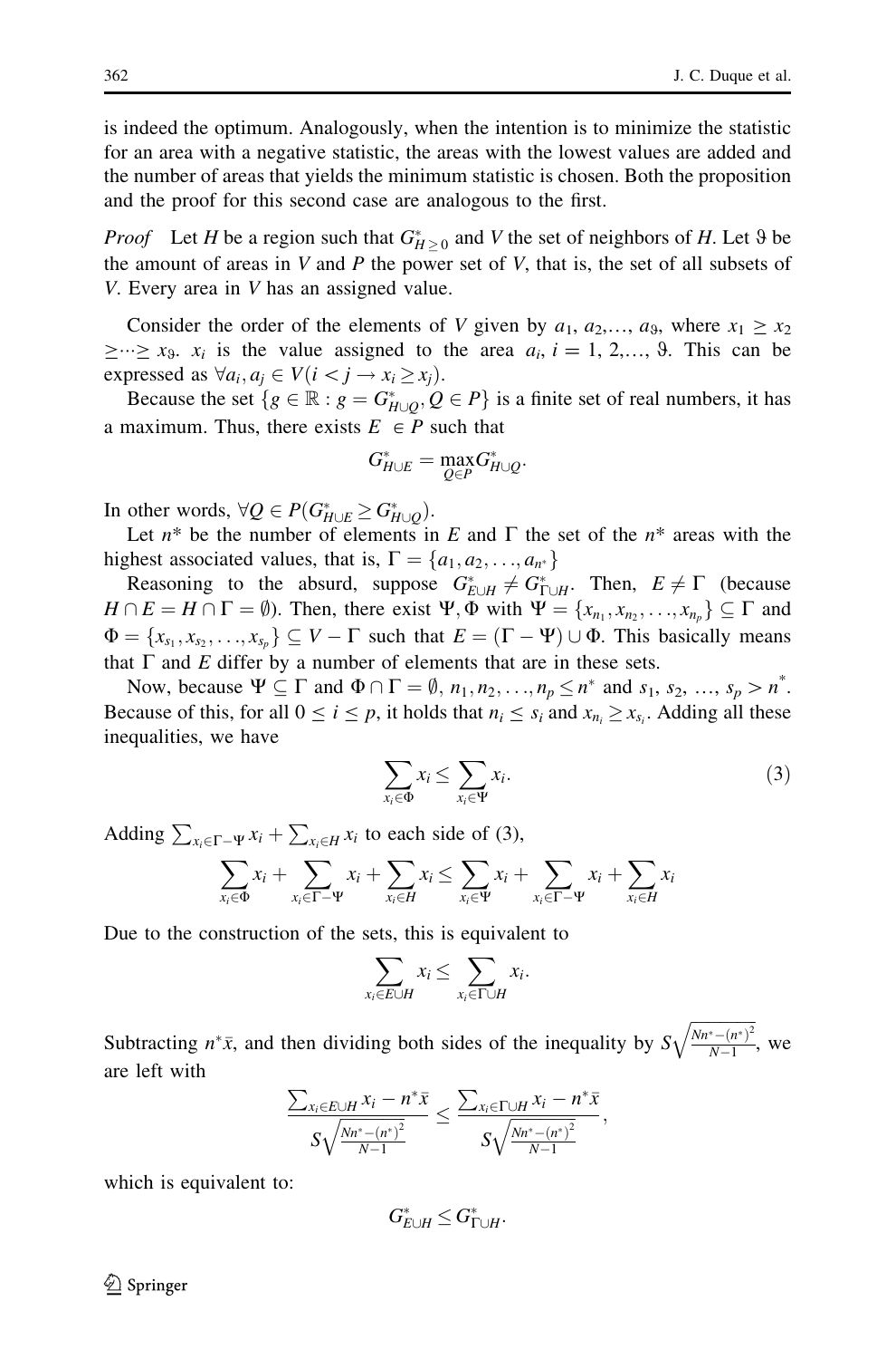is indeed the optimum. Analogously, when the intention is to minimize the statistic for an area with a negative statistic, the areas with the lowest values are added and the number of areas that yields the minimum statistic is chosen. Both the proposition and the proof for this second case are analogous to the first.

*Proof* Let $H$ be a region such that $G^*_{H \geq 0}$ and $V$ the set of neighbors of $H$. Let $\vartheta$ be the amount of areas in $V$ and $P$ the power set of $V$, that is, the set of all subsets of $V$. Every area in $V$ has an assigned value.

Consider the order of the elements of $V$ given by $a_1, a_2,\ldots, a_\vartheta$, where $x_1 \geq x_2 \geq \cdots \geq x_\vartheta$. $x_i$ is the value assigned to the area $a_i$, $i = 1, 2,\ldots, \vartheta$. This can be expressed as $\forall a_i, a_j \in V(i < j \rightarrow x_i \geq x_j)$.

Because the set $\{g \in \mathbb{R} : g = G^*_{H \cup Q}, Q \in P\}$ is a finite set of real numbers, it has a maximum. Thus, there exists $E \in P$ such that

$$G^*_{H \cup E} = \max_{Q \in P} G^*_{H \cup Q}.$$

In other words, $\forall Q \in P(G^*_{H \cup E} \geq G^*_{H \cup Q})$.

Let $n^*$ be the number of elements in $E$ and $\Gamma$ the set of the $n^*$ areas with the highest associated values, that is, $\Gamma = \{a_1, a_2, \ldots, a_{n^*}\}$

Reasoning to the absurd, suppose $G^*_{E \cup H} \neq G^*_{\Gamma \cup H}$. Then, $E \neq \Gamma$ (because $H \cap E = H \cap \Gamma = \emptyset$). Then, there exist $\Psi, \Phi$ with $\Psi = \{x_{n_1}, x_{n_2}, \ldots, x_{n_p}\} \subseteq \Gamma$ and $\Phi = \{x_{s_1}, x_{s_2}, \ldots, x_{s_p}\} \subseteq V - \Gamma$ such that $E = (\Gamma - \Psi) \cup \Phi$. This basically means that $\Gamma$ and $E$ differ by a number of elements that are in these sets.

Now, because $\Psi \subseteq \Gamma$ and $\Phi \cap \Gamma = \emptyset$, $n_1, n_2, \ldots, n_p \leq n^*$ and $s_1, s_2, \ldots, s_p > n^*$. Because of this, for all $0 \leq i \leq p$, it holds that $n_i \leq s_i$ and $x_{n_i} \geq x_{s_i}$. Adding all these inequalities, we have

$$\sum_{x_i \in \Phi} x_i \leq \sum_{x_i \in \Psi} x_i. \tag{3}$$

Adding $\sum_{x_i \in \Gamma - \Psi} x_i + \sum_{x_i \in H} x_i$ to each side of (3),

$$\sum_{x_i \in \Phi} x_i + \sum_{x_i \in \Gamma - \Psi} x_i + \sum_{x_i \in H} x_i \leq \sum_{x_i \in \Psi} x_i + \sum_{x_i \in \Gamma - \Psi} x_i + \sum_{x_i \in H} x_i$$

Due to the construction of the sets, this is equivalent to

$$\sum_{x_i \in E \cup H} x_i \leq \sum_{x_i \in \Gamma \cup H} x_i.$$

Subtracting $n^* \bar{x}$, and then dividing both sides of the inequality by $S\sqrt{\frac{Nn^* - (n^*)^2}{N-1}}$, we are left with

$$\frac{\sum_{x_i \in E \cup H} x_i - n^* \bar{x}}{S\sqrt{\frac{Nn^* - (n^*)^2}{N-1}}} \leq \frac{\sum_{x_i \in \Gamma \cup H} x_i - n^* \bar{x}}{S\sqrt{\frac{Nn^* - (n^*)^2}{N-1}}},$$

which is equivalent to:

$$G^*_{E \cup H} \leq G^*_{\Gamma \cup H}.$$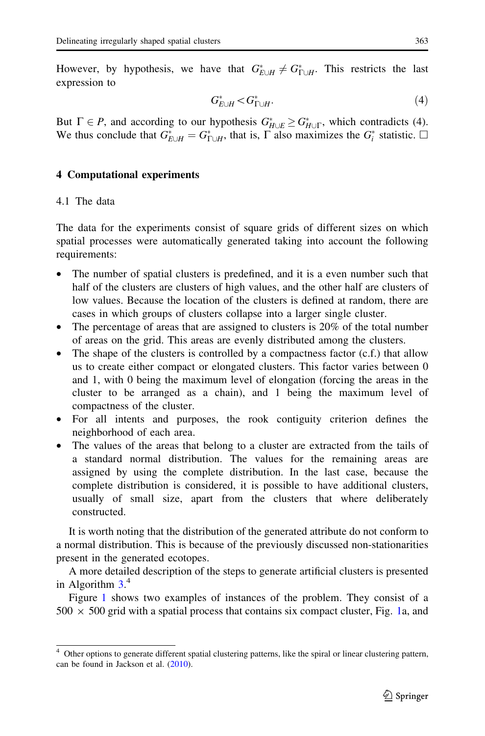However, by hypothesis, we have that $G^*_{E \cup H} \neq G^*_{\Gamma \cup H}$. This restricts the last expression to

$$G^*_{E \cup H} < G^*_{\Gamma \cup H}. \tag{4}$$

But $\Gamma \in P$, and according to our hypothesis $G^*_{H \cup E} \geq G^*_{H \cup \Gamma}$, which contradicts (4). We thus conclude that $G^*_{E \cup H} = G^*_{\Gamma \cup H}$, that is, $\Gamma$ also maximizes the $G^*_i$ statistic. □

## 4 Computational experiments

### 4.1 The data

The data for the experiments consist of square grids of different sizes on which spatial processes were automatically generated taking into account the following requirements:

- The number of spatial clusters is predefined, and it is a even number such that half of the clusters are clusters of high values, and the other half are clusters of low values. Because the location of the clusters is defined at random, there are cases in which groups of clusters collapse into a larger single cluster.
- The percentage of areas that are assigned to clusters is 20% of the total number of areas on the grid. This areas are evenly distributed among the clusters.
- The shape of the clusters is controlled by a compactness factor (c.f.) that allow us to create either compact or elongated clusters. This factor varies between 0 and 1, with 0 being the maximum level of elongation (forcing the areas in the cluster to be arranged as a chain), and 1 being the maximum level of compactness of the cluster.
- For all intents and purposes, the rook contiguity criterion defines the neighborhood of each area.
- The values of the areas that belong to a cluster are extracted from the tails of a standard normal distribution. The values for the remaining areas are assigned by using the complete distribution. In the last case, because the complete distribution is considered, it is possible to have additional clusters, usually of small size, apart from the clusters that where deliberately constructed.

It is worth noting that the distribution of the generated attribute do not conform to a normal distribution. This is because of the previously discussed non-stationarities present in the generated ecotopes.

A more detailed description of the steps to generate artificial clusters is presented in Algorithm 3.[4]

Figure 1 shows two examples of instances of the problem. They consist of a 500 × 500 grid with a spatial process that contains six compact cluster, Fig. 1a, and

---

[4] Other options to generate different spatial clustering patterns, like the spiral or linear clustering pattern, can be found in Jackson et al. (2010).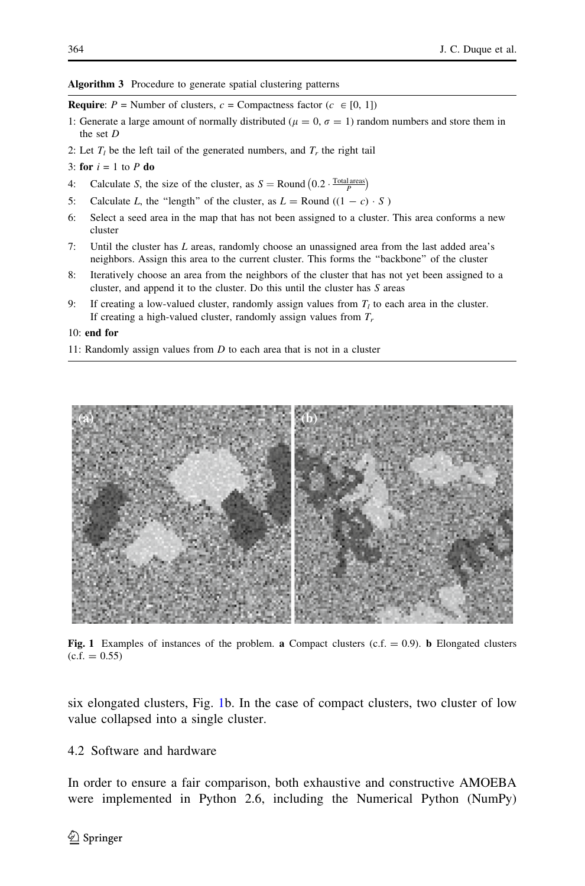**Algorithm 3** Procedure to generate spatial clustering patterns

---

**Require**: $P$ = Number of clusters, $c$ = Compactness factor ($c \in [0, 1]$)

1: Generate a large amount of normally distributed ($\mu = 0$, $\sigma = 1$) random numbers and store them in the set $D$

2: Let $T_l$ be the left tail of the generated numbers, and $T_r$ the right tail

3: **for** $i = 1$ to $P$ **do**

4: Calculate $S$, the size of the cluster, as $S = \text{Round}\left(0.2 \cdot \frac{\text{Total areas}}{P}\right)$

5: Calculate $L$, the "length" of the cluster, as $L = \text{Round}\left((1 - c) \cdot S\right)$

6: Select a seed area in the map that has not been assigned to a cluster. This area conforms a new cluster

7: Until the cluster has $L$ areas, randomly choose an unassigned area from the last added area's neighbors. Assign this area to the current cluster. This forms the "backbone" of the cluster

8: Iteratively choose an area from the neighbors of the cluster that has not yet been assigned to a cluster, and append it to the cluster. Do this until the cluster has $S$ areas

9: If creating a low-valued cluster, randomly assign values from $T_l$ to each area in the cluster. If creating a high-valued cluster, randomly assign values from $T_r$

10: **end for**

11: Randomly assign values from $D$ to each area that is not in a cluster

---

**Fig. 1** Examples of instances of the problem. **a** Compact clusters (c.f. = 0.9). **b** Elongated clusters (c.f. = 0.55)

six elongated clusters, Fig. 1b. In the case of compact clusters, two cluster of low value collapsed into a single cluster.

### 4.2 Software and hardware

In order to ensure a fair comparison, both exhaustive and constructive AMOEBA were implemented in Python 2.6, including the Numerical Python (NumPy)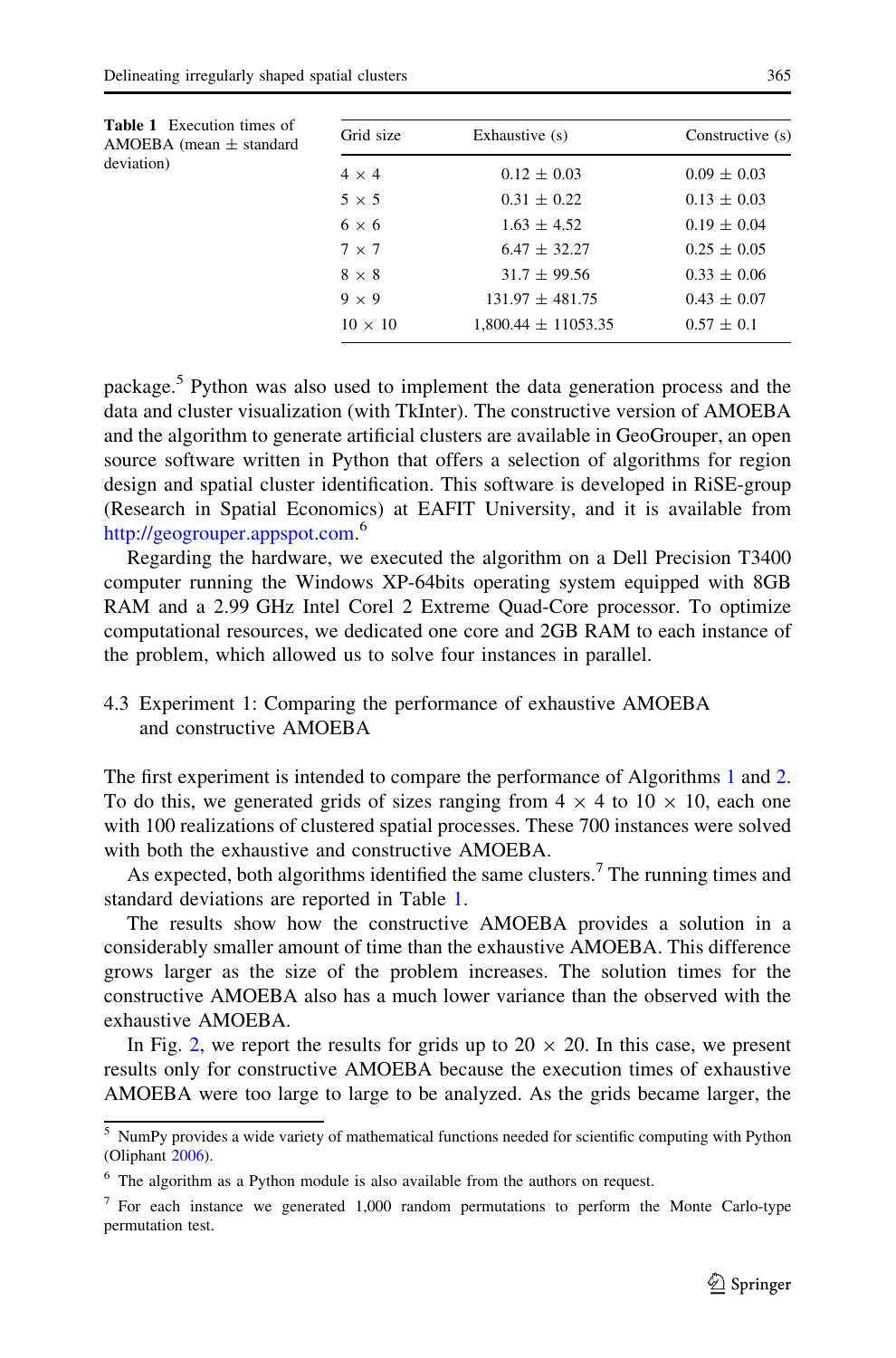**Table 1** Execution times of AMOEBA (mean ± standard deviation)

| Grid size | Exhaustive (s) | Constructive (s) |
|---|---|---|
| 4 × 4 | 0.12 ± 0.03 | 0.09 ± 0.03 |
| 5 × 5 | 0.31 ± 0.22 | 0.13 ± 0.03 |
| 6 × 6 | 1.63 ± 4.52 | 0.19 ± 0.04 |
| 7 × 7 | 6.47 ± 32.27 | 0.25 ± 0.05 |
| 8 × 8 | 31.7 ± 99.56 | 0.33 ± 0.06 |
| 9 × 9 | 131.97 ± 481.75 | 0.43 ± 0.07 |
| 10 × 10 | 1,800.44 ± 11053.35 | 0.57 ± 0.1 |

package.[5] Python was also used to implement the data generation process and the data and cluster visualization (with TkInter). The constructive version of AMOEBA and the algorithm to generate artificial clusters are available in GeoGrouper, an open source software written in Python that offers a selection of algorithms for region design and spatial cluster identification. This software is developed in RiSE-group (Research in Spatial Economics) at EAFIT University, and it is available from http://geogrouper.appspot.com.[6]

Regarding the hardware, we executed the algorithm on a Dell Precision T3400 computer running the Windows XP-64bits operating system equipped with 8GB RAM and a 2.99 GHz Intel Corel 2 Extreme Quad-Core processor. To optimize computational resources, we dedicated one core and 2GB RAM to each instance of the problem, which allowed us to solve four instances in parallel.

### 4.3 Experiment 1: Comparing the performance of exhaustive AMOEBA and constructive AMOEBA

The first experiment is intended to compare the performance of Algorithms 1 and 2. To do this, we generated grids of sizes ranging from 4 × 4 to 10 × 10, each one with 100 realizations of clustered spatial processes. These 700 instances were solved with both the exhaustive and constructive AMOEBA.

As expected, both algorithms identified the same clusters.[7] The running times and standard deviations are reported in Table 1.

The results show how the constructive AMOEBA provides a solution in a considerably smaller amount of time than the exhaustive AMOEBA. This difference grows larger as the size of the problem increases. The solution times for the constructive AMOEBA also has a much lower variance than the observed with the exhaustive AMOEBA.

In Fig. 2, we report the results for grids up to 20 × 20. In this case, we present results only for constructive AMOEBA because the execution times of exhaustive AMOEBA were too large to large to be analyzed. As the grids became larger, the

---

[5] NumPy provides a wide variety of mathematical functions needed for scientific computing with Python (Oliphant 2006).

[6] The algorithm as a Python module is also available from the authors on request.

[7] For each instance we generated 1,000 random permutations to perform the Monte Carlo-type permutation test.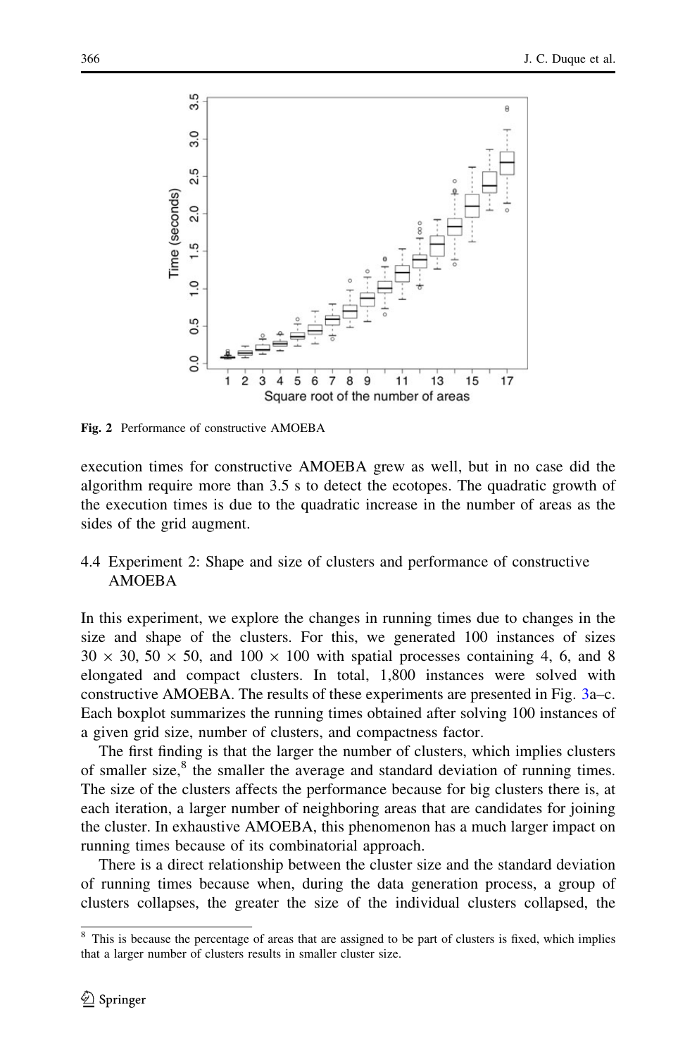Fig. 2 Performance of constructive AMOEBA

execution times for constructive AMOEBA grew as well, but in no case did the algorithm require more than 3.5 s to detect the ecotopes. The quadratic growth of the execution times is due to the quadratic increase in the number of areas as the sides of the grid augment.

### 4.4 Experiment 2: Shape and size of clusters and performance of constructive AMOEBA

In this experiment, we explore the changes in running times due to changes in the size and shape of the clusters. For this, we generated 100 instances of sizes $30 \times 30$, $50 \times 50$, and $100 \times 100$ with spatial processes containing 4, 6, and 8 elongated and compact clusters. In total, 1,800 instances were solved with constructive AMOEBA. The results of these experiments are presented in Fig. 3a–c. Each boxplot summarizes the running times obtained after solving 100 instances of a given grid size, number of clusters, and compactness factor.

The first finding is that the larger the number of clusters, which implies clusters of smaller size,[8] the smaller the average and standard deviation of running times. The size of the clusters affects the performance because for big clusters there is, at each iteration, a larger number of neighboring areas that are candidates for joining the cluster. In exhaustive AMOEBA, this phenomenon has a much larger impact on running times because of its combinatorial approach.

There is a direct relationship between the cluster size and the standard deviation of running times because when, during the data generation process, a group of clusters collapses, the greater the size of the individual clusters collapsed, the

[8] This is because the percentage of areas that are assigned to be part of clusters is fixed, which implies that a larger number of clusters results in smaller cluster size.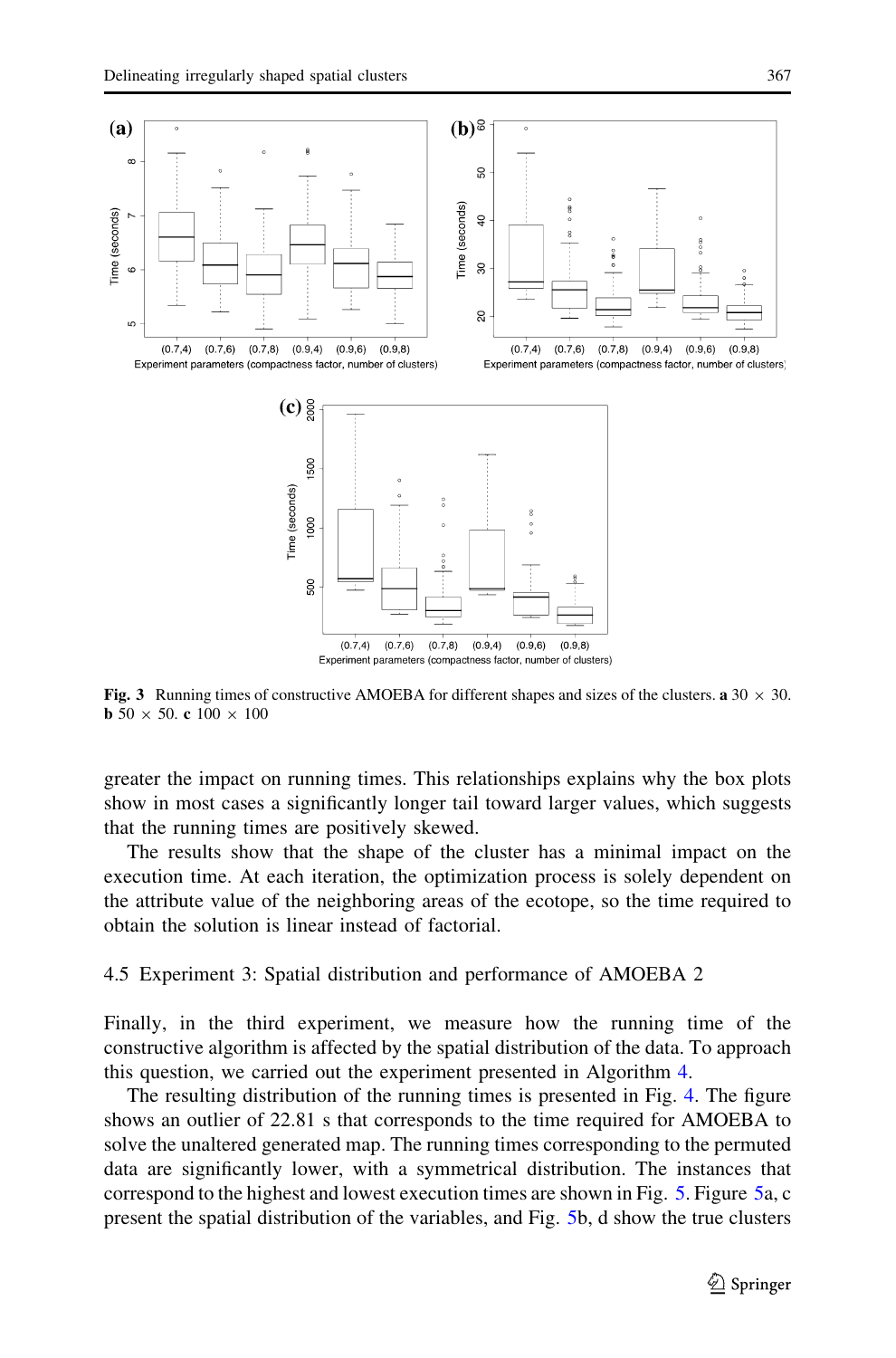Fig. 3 Running times of constructive AMOEBA for different shapes and sizes of the clusters. **a** 30 × 30. **b** 50 × 50. **c** 100 × 100

greater the impact on running times. This relationships explains why the box plots show in most cases a significantly longer tail toward larger values, which suggests that the running times are positively skewed.

The results show that the shape of the cluster has a minimal impact on the execution time. At each iteration, the optimization process is solely dependent on the attribute value of the neighboring areas of the ecotope, so the time required to obtain the solution is linear instead of factorial.

### 4.5 Experiment 3: Spatial distribution and performance of AMOEBA 2

Finally, in the third experiment, we measure how the running time of the constructive algorithm is affected by the spatial distribution of the data. To approach this question, we carried out the experiment presented in Algorithm 4.

The resulting distribution of the running times is presented in Fig. 4. The figure shows an outlier of 22.81 s that corresponds to the time required for AMOEBA to solve the unaltered generated map. The running times corresponding to the permuted data are significantly lower, with a symmetrical distribution. The instances that correspond to the highest and lowest execution times are shown in Fig. 5. Figure 5a, c present the spatial distribution of the variables, and Fig. 5b, d show the true clusters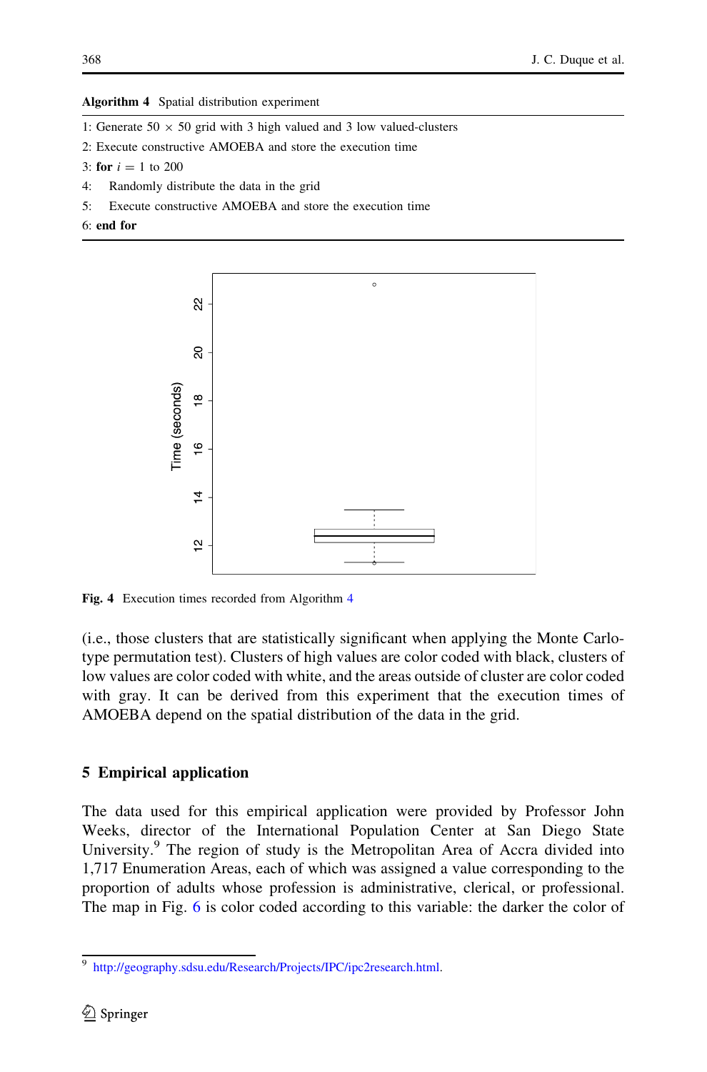**Algorithm 4** Spatial distribution experiment

---

1: Generate 50 $\times$ 50 grid with 3 high valued and 3 low valued-clusters
2: Execute constructive AMOEBA and store the execution time
3: **for** $i = 1$ to 200
4: Randomly distribute the data in the grid
5: Execute constructive AMOEBA and store the execution time
6: **end for**

---

**Fig. 4** Execution times recorded from Algorithm 4

(i.e., those clusters that are statistically significant when applying the Monte Carlo-type permutation test). Clusters of high values are color coded with black, clusters of low values are color coded with white, and the areas outside of cluster are color coded with gray. It can be derived from this experiment that the execution times of AMOEBA depend on the spatial distribution of the data in the grid.

## 5 Empirical application

The data used for this empirical application were provided by Professor John Weeks, director of the International Population Center at San Diego State University.[9] The region of study is the Metropolitan Area of Accra divided into 1,717 Enumeration Areas, each of which was assigned a value corresponding to the proportion of adults whose profession is administrative, clerical, or professional. The map in Fig. 6 is color coded according to this variable: the darker the color of

[9] http://geography.sdsu.edu/Research/Projects/IPC/ipc2research.html.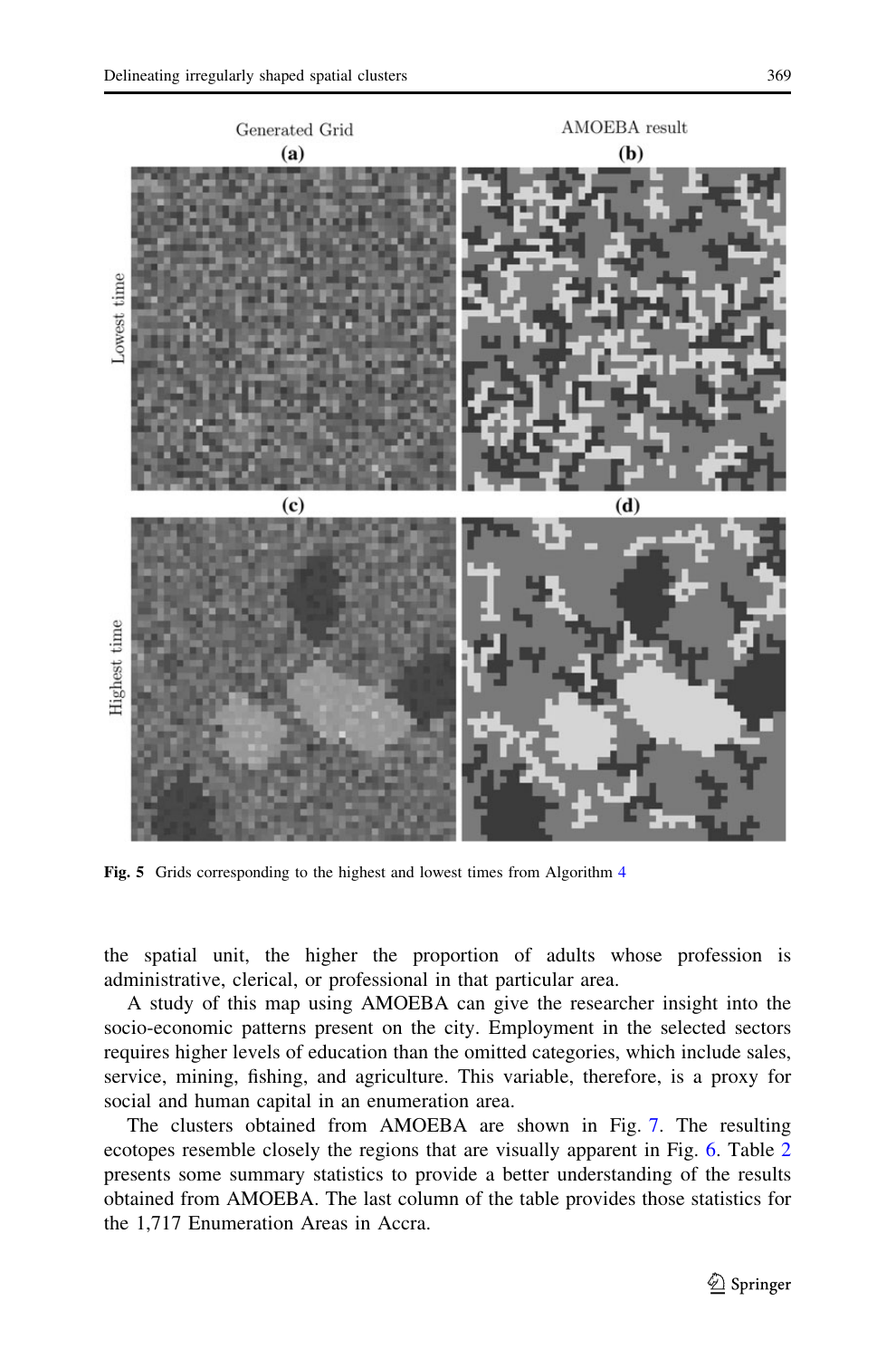**Fig. 5** Grids corresponding to the highest and lowest times from Algorithm 4

the spatial unit, the higher the proportion of adults whose profession is administrative, clerical, or professional in that particular area.

A study of this map using AMOEBA can give the researcher insight into the socio-economic patterns present on the city. Employment in the selected sectors requires higher levels of education than the omitted categories, which include sales, service, mining, fishing, and agriculture. This variable, therefore, is a proxy for social and human capital in an enumeration area.

The clusters obtained from AMOEBA are shown in Fig. 7. The resulting ecotopes resemble closely the regions that are visually apparent in Fig. 6. Table 2 presents some summary statistics to provide a better understanding of the results obtained from AMOEBA. The last column of the table provides those statistics for the 1,717 Enumeration Areas in Accra.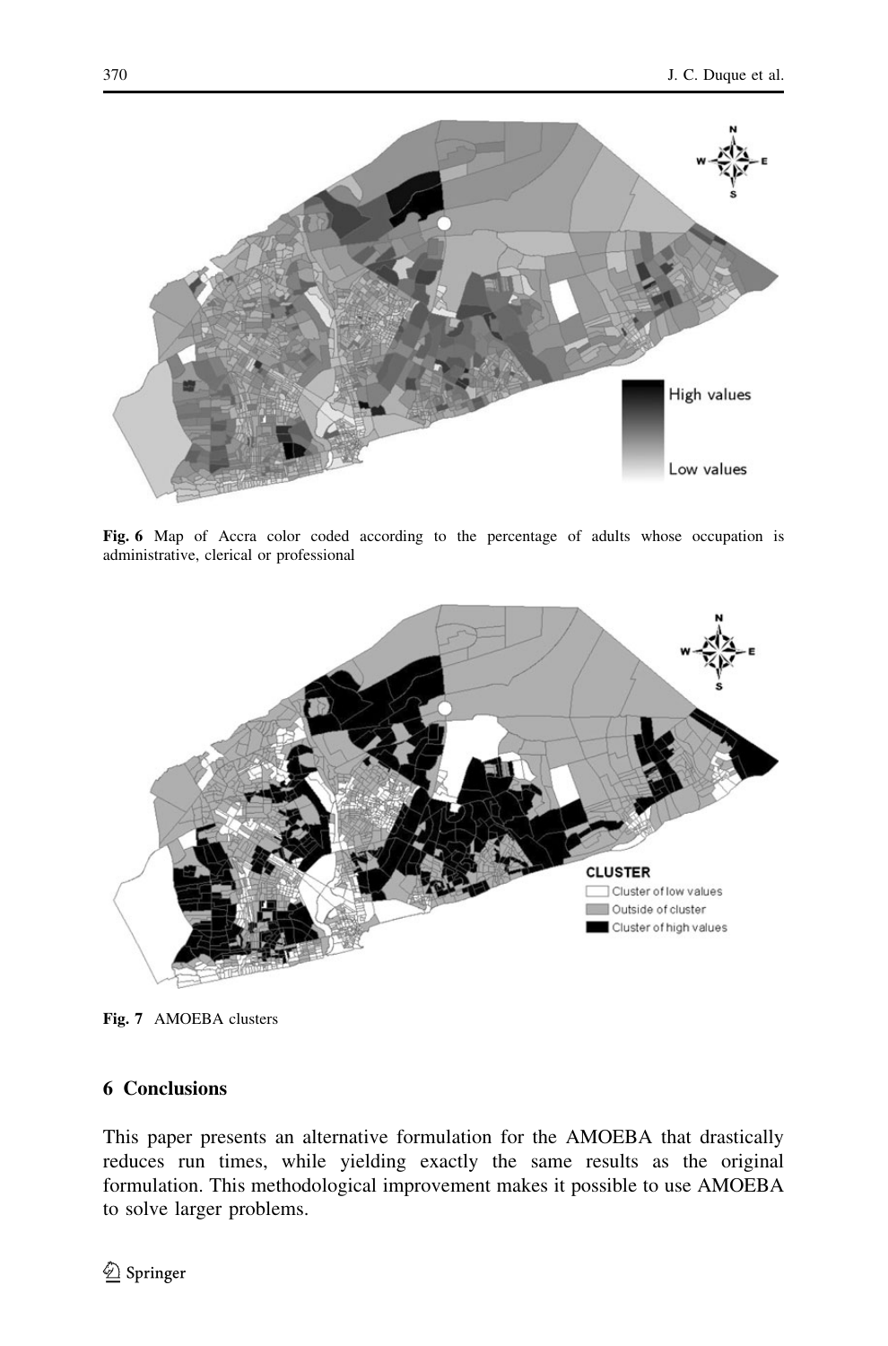Fig. 6 Map of Accra color coded according to the percentage of adults whose occupation is administrative, clerical or professional

Fig. 7 AMOEBA clusters

## 6 Conclusions

This paper presents an alternative formulation for the AMOEBA that drastically reduces run times, while yielding exactly the same results as the original formulation. This methodological improvement makes it possible to use AMOEBA to solve larger problems.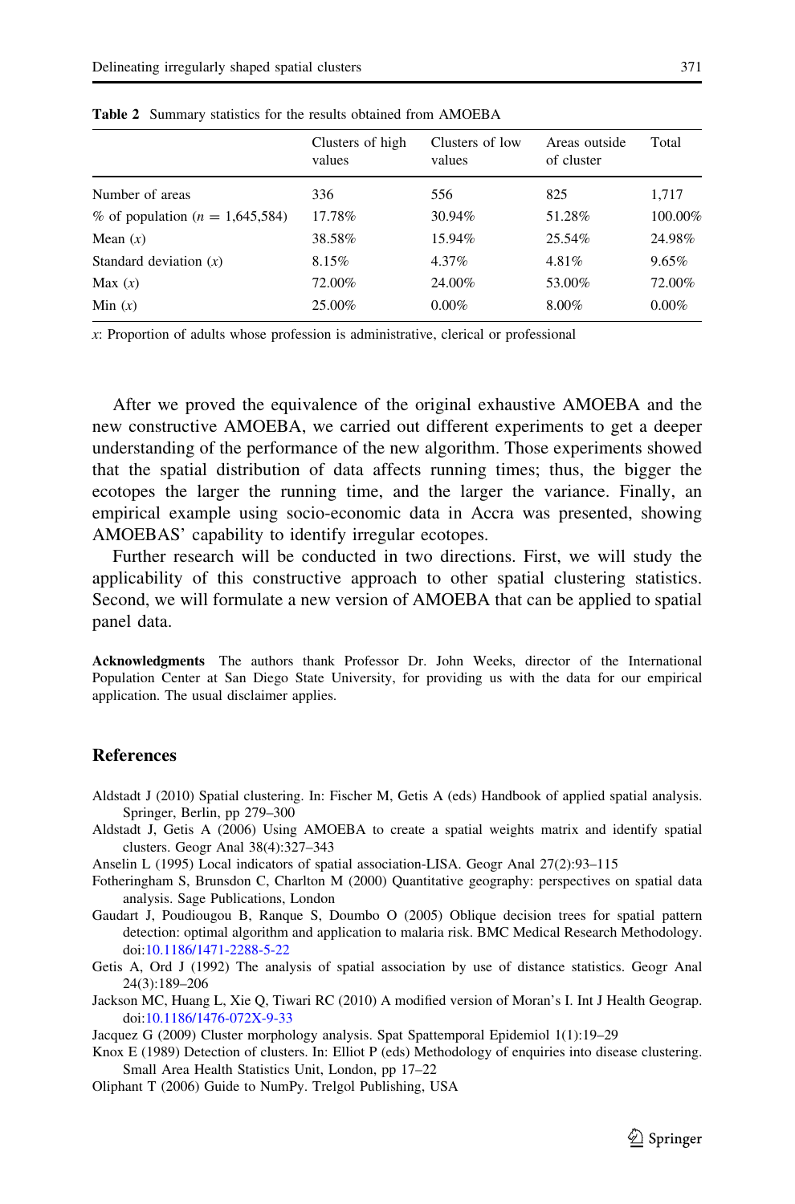**Table 2** Summary statistics for the results obtained from AMOEBA

| | Clusters of high values | Clusters of low values | Areas outside of cluster | Total |
|---|---|---|---|---|
| Number of areas | 336 | 556 | 825 | 1,717 |
| % of population ($n = 1{,}645{,}584$) | 17.78% | 30.94% | 51.28% | 100.00% |
| Mean ($x$) | 38.58% | 15.94% | 25.54% | 24.98% |
| Standard deviation ($x$) | 8.15% | 4.37% | 4.81% | 9.65% |
| Max ($x$) | 72.00% | 24.00% | 53.00% | 72.00% |
| Min ($x$) | 25.00% | 0.00% | 8.00% | 0.00% |

$x$: Proportion of adults whose profession is administrative, clerical or professional

After we proved the equivalence of the original exhaustive AMOEBA and the new constructive AMOEBA, we carried out different experiments to get a deeper understanding of the performance of the new algorithm. Those experiments showed that the spatial distribution of data affects running times; thus, the bigger the ecotopes the larger the running time, and the larger the variance. Finally, an empirical example using socio-economic data in Accra was presented, showing AMOEBAS' capability to identify irregular ecotopes.

Further research will be conducted in two directions. First, we will study the applicability of this constructive approach to other spatial clustering statistics. Second, we will formulate a new version of AMOEBA that can be applied to spatial panel data.

**Acknowledgments** The authors thank Professor Dr. John Weeks, director of the International Population Center at San Diego State University, for providing us with the data for our empirical application. The usual disclaimer applies.

## References

Aldstadt J (2010) Spatial clustering. In: Fischer M, Getis A (eds) Handbook of applied spatial analysis. Springer, Berlin, pp 279–300

Aldstadt J, Getis A (2006) Using AMOEBA to create a spatial weights matrix and identify spatial clusters. Geogr Anal 38(4):327–343

Anselin L (1995) Local indicators of spatial association-LISA. Geogr Anal 27(2):93–115

Fotheringham S, Brunsdon C, Charlton M (2000) Quantitative geography: perspectives on spatial data analysis. Sage Publications, London

Gaudart J, Poudiougou B, Ranque S, Doumbo O (2005) Oblique decision trees for spatial pattern detection: optimal algorithm and application to malaria risk. BMC Medical Research Methodology. doi:10.1186/1471-2288-5-22

Getis A, Ord J (1992) The analysis of spatial association by use of distance statistics. Geogr Anal 24(3):189–206

Jackson MC, Huang L, Xie Q, Tiwari RC (2010) A modified version of Moran's I. Int J Health Geograp. doi:10.1186/1476-072X-9-33

Jacquez G (2009) Cluster morphology analysis. Spat Spattemporal Epidemiol 1(1):19–29

Knox E (1989) Detection of clusters. In: Elliot P (eds) Methodology of enquiries into disease clustering. Small Area Health Statistics Unit, London, pp 17–22

Oliphant T (2006) Guide to NumPy. Trelgol Publishing, USA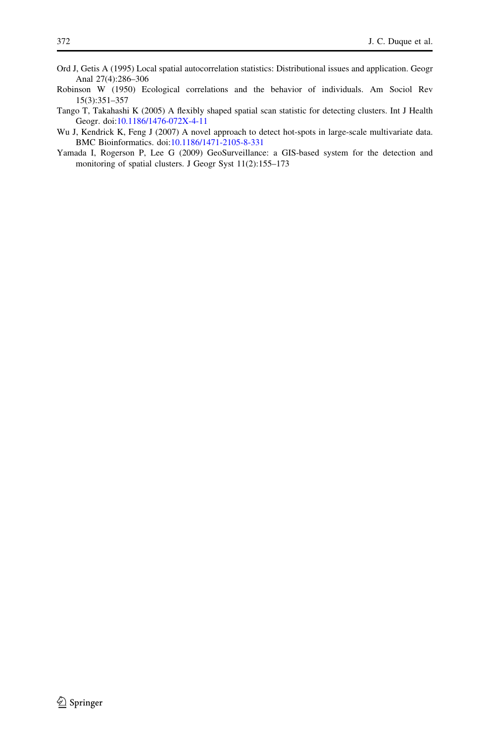Ord J, Getis A (1995) Local spatial autocorrelation statistics: Distributional issues and application. Geogr Anal 27(4):286–306

Robinson W (1950) Ecological correlations and the behavior of individuals. Am Sociol Rev 15(3):351–357

Tango T, Takahashi K (2005) A flexibly shaped spatial scan statistic for detecting clusters. Int J Health Geogr. doi:10.1186/1476-072X-4-11

Wu J, Kendrick K, Feng J (2007) A novel approach to detect hot-spots in large-scale multivariate data. BMC Bioinformatics. doi:10.1186/1471-2105-8-331

Yamada I, Rogerson P, Lee G (2009) GeoSurveillance: a GIS-based system for the detection and monitoring of spatial clusters. J Geogr Syst 11(2):155–173